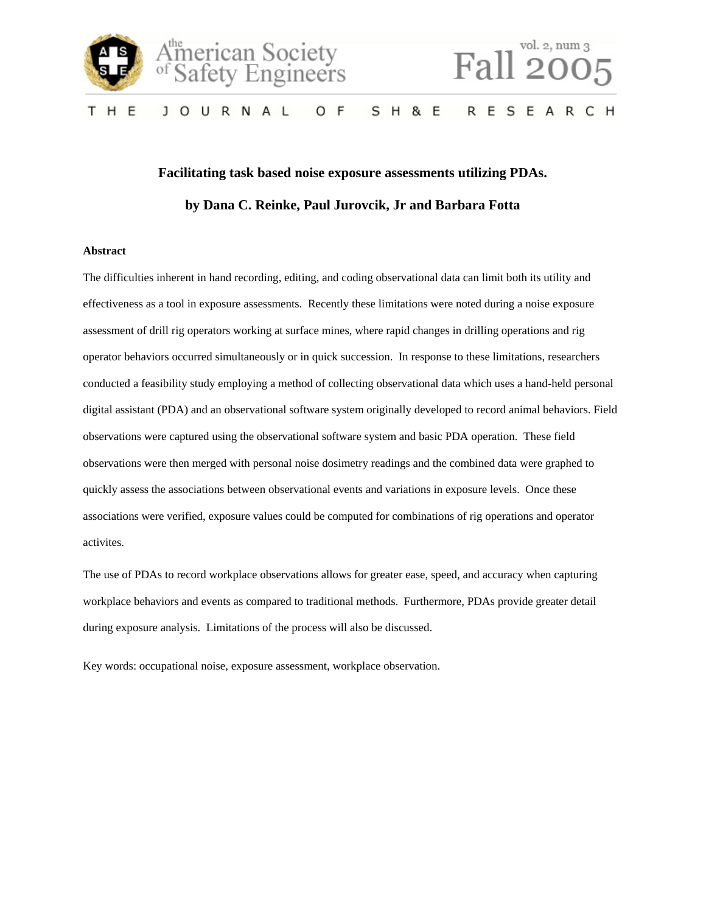# Facilitating task based noise exposure assessments utilizing PDAs.

**by Dana C. Reinke, Paul Jurovcik, Jr and Barbara Fotta**

**Abstract**

The difficulties inherent in hand recording, editing, and coding observational data can limit both its utility and effectiveness as a tool in exposure assessments. Recently these limitations were noted during a noise exposure assessment of drill rig operators working at surface mines, where rapid changes in drilling operations and rig operator behaviors occurred simultaneously or in quick succession. In response to these limitations, researchers conducted a feasibility study employing a method of collecting observational data which uses a hand-held personal digital assistant (PDA) and an observational software system originally developed to record animal behaviors. Field observations were captured using the observational software system and basic PDA operation. These field observations were then merged with personal noise dosimetry readings and the combined data were graphed to quickly assess the associations between observational events and variations in exposure levels. Once these associations were verified, exposure values could be computed for combinations of rig operations and operator activites.

The use of PDAs to record workplace observations allows for greater ease, speed, and accuracy when capturing workplace behaviors and events as compared to traditional methods. Furthermore, PDAs provide greater detail during exposure analysis. Limitations of the process will also be discussed.

Key words: occupational noise, exposure assessment, workplace observation.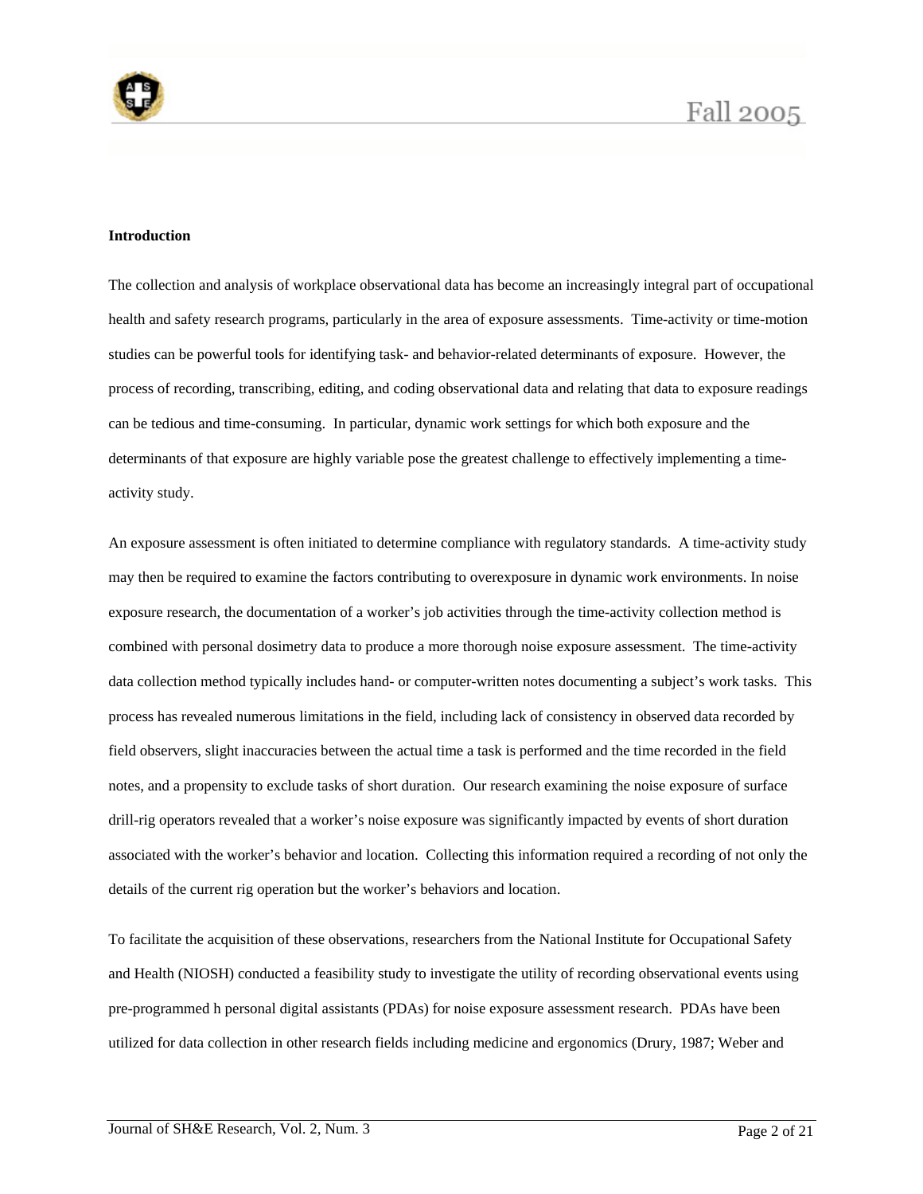**Introduction**

The collection and analysis of workplace observational data has become an increasingly integral part of occupational health and safety research programs, particularly in the area of exposure assessments. Time-activity or time-motion studies can be powerful tools for identifying task- and behavior-related determinants of exposure. However, the process of recording, transcribing, editing, and coding observational data and relating that data to exposure readings can be tedious and time-consuming. In particular, dynamic work settings for which both exposure and the determinants of that exposure are highly variable pose the greatest challenge to effectively implementing a time-activity study.

An exposure assessment is often initiated to determine compliance with regulatory standards. A time-activity study may then be required to examine the factors contributing to overexposure in dynamic work environments. In noise exposure research, the documentation of a worker's job activities through the time-activity collection method is combined with personal dosimetry data to produce a more thorough noise exposure assessment. The time-activity data collection method typically includes hand- or computer-written notes documenting a subject's work tasks. This process has revealed numerous limitations in the field, including lack of consistency in observed data recorded by field observers, slight inaccuracies between the actual time a task is performed and the time recorded in the field notes, and a propensity to exclude tasks of short duration. Our research examining the noise exposure of surface drill-rig operators revealed that a worker's noise exposure was significantly impacted by events of short duration associated with the worker's behavior and location. Collecting this information required a recording of not only the details of the current rig operation but the worker's behaviors and location.

To facilitate the acquisition of these observations, researchers from the National Institute for Occupational Safety and Health (NIOSH) conducted a feasibility study to investigate the utility of recording observational events using pre-programmed h personal digital assistants (PDAs) for noise exposure assessment research. PDAs have been utilized for data collection in other research fields including medicine and ergonomics (Drury, 1987; Weber and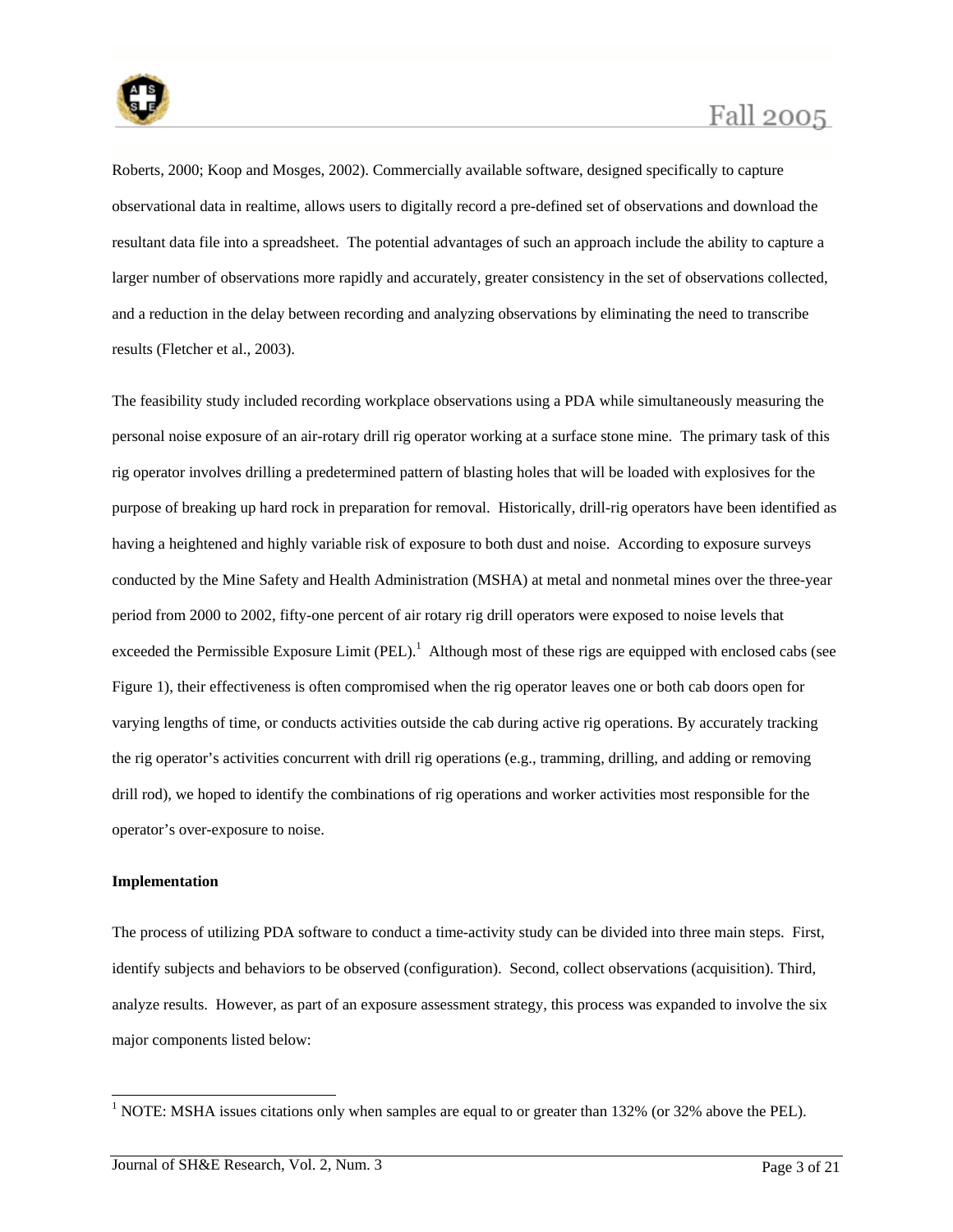Roberts, 2000; Koop and Mosges, 2002). Commercially available software, designed specifically to capture observational data in realtime, allows users to digitally record a pre-defined set of observations and download the resultant data file into a spreadsheet. The potential advantages of such an approach include the ability to capture a larger number of observations more rapidly and accurately, greater consistency in the set of observations collected, and a reduction in the delay between recording and analyzing observations by eliminating the need to transcribe results (Fletcher et al., 2003).

The feasibility study included recording workplace observations using a PDA while simultaneously measuring the personal noise exposure of an air-rotary drill rig operator working at a surface stone mine. The primary task of this rig operator involves drilling a predetermined pattern of blasting holes that will be loaded with explosives for the purpose of breaking up hard rock in preparation for removal. Historically, drill-rig operators have been identified as having a heightened and highly variable risk of exposure to both dust and noise. According to exposure surveys conducted by the Mine Safety and Health Administration (MSHA) at metal and nonmetal mines over the three-year period from 2000 to 2002, fifty-one percent of air rotary rig drill operators were exposed to noise levels that exceeded the Permissible Exposure Limit (PEL).[1] Although most of these rigs are equipped with enclosed cabs (see Figure 1), their effectiveness is often compromised when the rig operator leaves one or both cab doors open for varying lengths of time, or conducts activities outside the cab during active rig operations. By accurately tracking the rig operator's activities concurrent with drill rig operations (e.g., tramming, drilling, and adding or removing drill rod), we hoped to identify the combinations of rig operations and worker activities most responsible for the operator's over-exposure to noise.

**Implementation**

The process of utilizing PDA software to conduct a time-activity study can be divided into three main steps. First, identify subjects and behaviors to be observed (configuration). Second, collect observations (acquisition). Third, analyze results. However, as part of an exposure assessment strategy, this process was expanded to involve the six major components listed below:

[1] NOTE: MSHA issues citations only when samples are equal to or greater than 132% (or 32% above the PEL).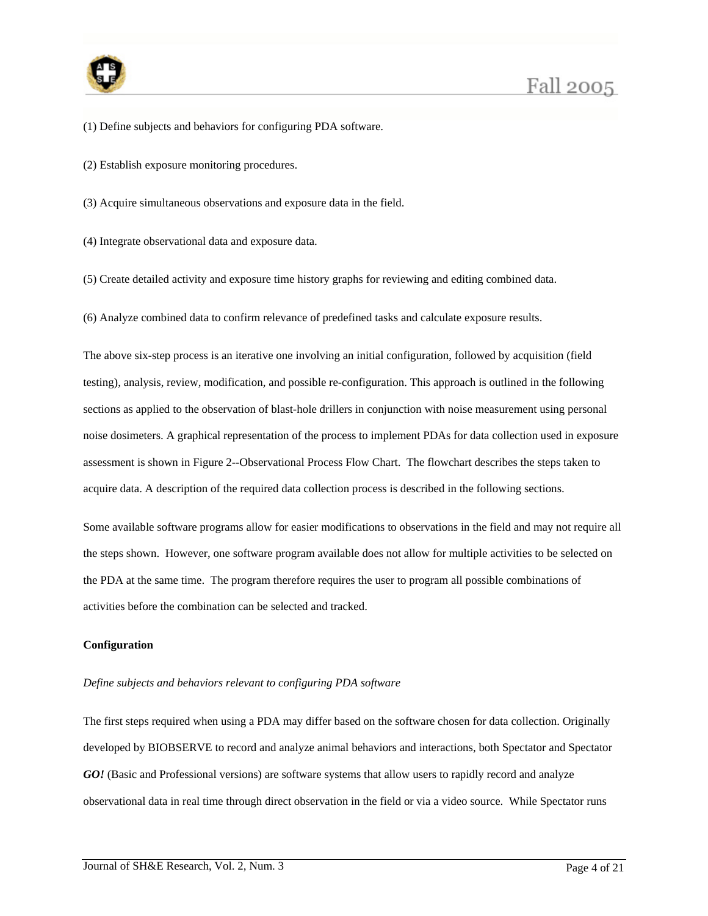(1) Define subjects and behaviors for configuring PDA software.

(2) Establish exposure monitoring procedures.

(3) Acquire simultaneous observations and exposure data in the field.

(4) Integrate observational data and exposure data.

(5) Create detailed activity and exposure time history graphs for reviewing and editing combined data.

(6) Analyze combined data to confirm relevance of predefined tasks and calculate exposure results.

The above six-step process is an iterative one involving an initial configuration, followed by acquisition (field testing), analysis, review, modification, and possible re-configuration. This approach is outlined in the following sections as applied to the observation of blast-hole drillers in conjunction with noise measurement using personal noise dosimeters. A graphical representation of the process to implement PDAs for data collection used in exposure assessment is shown in Figure 2--Observational Process Flow Chart. The flowchart describes the steps taken to acquire data. A description of the required data collection process is described in the following sections.

Some available software programs allow for easier modifications to observations in the field and may not require all the steps shown. However, one software program available does not allow for multiple activities to be selected on the PDA at the same time. The program therefore requires the user to program all possible combinations of activities before the combination can be selected and tracked.

**Configuration**

*Define subjects and behaviors relevant to configuring PDA software*

The first steps required when using a PDA may differ based on the software chosen for data collection. Originally developed by BIOBSERVE to record and analyze animal behaviors and interactions, both Spectator and Spectator ***GO!*** (Basic and Professional versions) are software systems that allow users to rapidly record and analyze observational data in real time through direct observation in the field or via a video source. While Spectator runs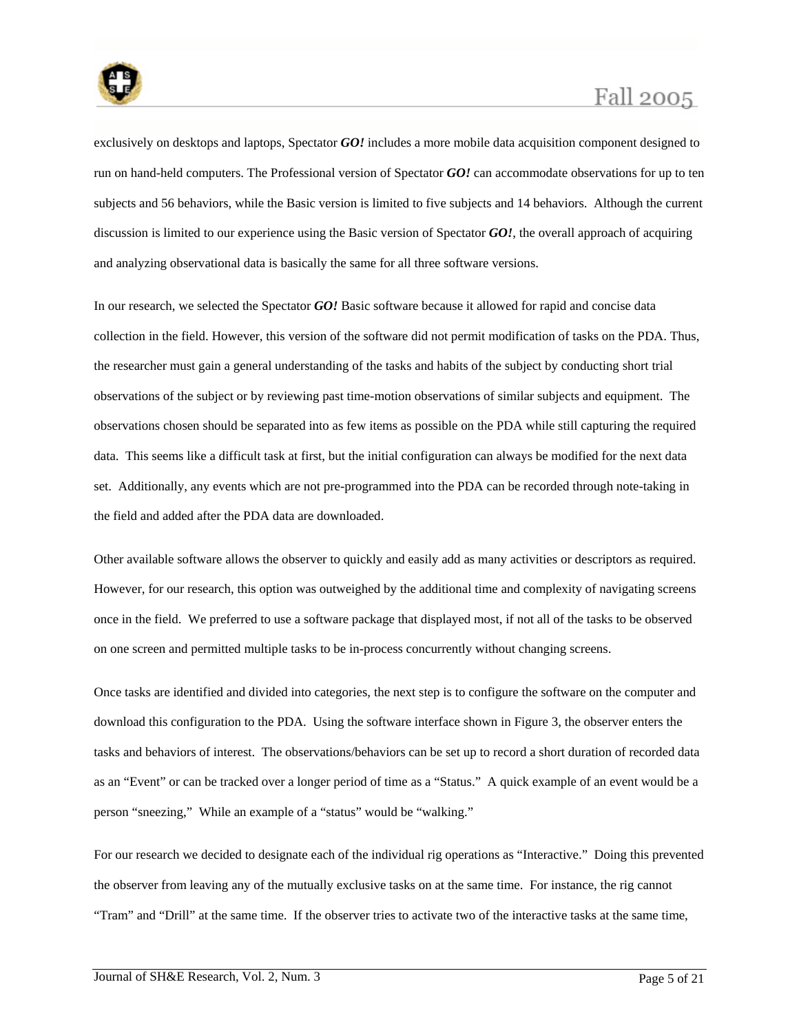exclusively on desktops and laptops, Spectator ***GO!*** includes a more mobile data acquisition component designed to run on hand-held computers. The Professional version of Spectator ***GO!*** can accommodate observations for up to ten subjects and 56 behaviors, while the Basic version is limited to five subjects and 14 behaviors. Although the current discussion is limited to our experience using the Basic version of Spectator ***GO!***, the overall approach of acquiring and analyzing observational data is basically the same for all three software versions.

In our research, we selected the Spectator ***GO!*** Basic software because it allowed for rapid and concise data collection in the field. However, this version of the software did not permit modification of tasks on the PDA. Thus, the researcher must gain a general understanding of the tasks and habits of the subject by conducting short trial observations of the subject or by reviewing past time-motion observations of similar subjects and equipment. The observations chosen should be separated into as few items as possible on the PDA while still capturing the required data. This seems like a difficult task at first, but the initial configuration can always be modified for the next data set. Additionally, any events which are not pre-programmed into the PDA can be recorded through note-taking in the field and added after the PDA data are downloaded.

Other available software allows the observer to quickly and easily add as many activities or descriptors as required. However, for our research, this option was outweighed by the additional time and complexity of navigating screens once in the field. We preferred to use a software package that displayed most, if not all of the tasks to be observed on one screen and permitted multiple tasks to be in-process concurrently without changing screens.

Once tasks are identified and divided into categories, the next step is to configure the software on the computer and download this configuration to the PDA. Using the software interface shown in Figure 3, the observer enters the tasks and behaviors of interest. The observations/behaviors can be set up to record a short duration of recorded data as an "Event" or can be tracked over a longer period of time as a "Status." A quick example of an event would be a person "sneezing," While an example of a "status" would be "walking."

For our research we decided to designate each of the individual rig operations as "Interactive." Doing this prevented the observer from leaving any of the mutually exclusive tasks on at the same time. For instance, the rig cannot "Tram" and "Drill" at the same time. If the observer tries to activate two of the interactive tasks at the same time,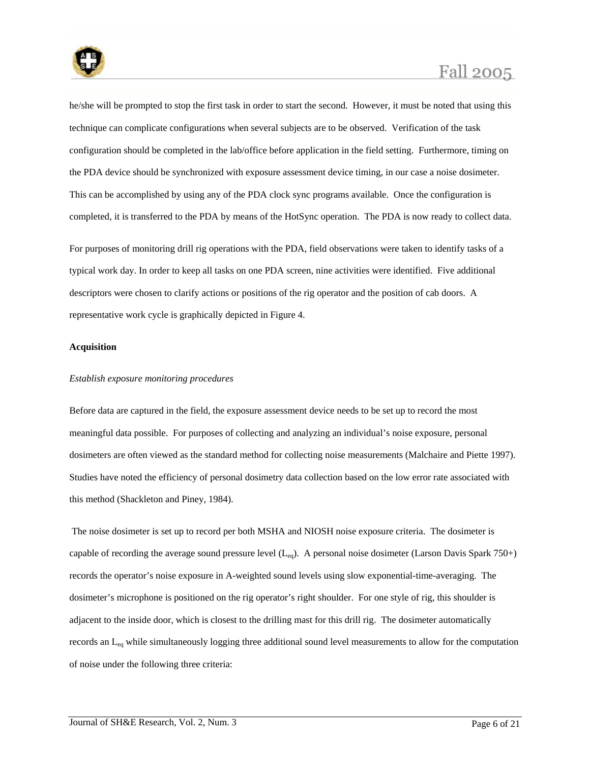he/she will be prompted to stop the first task in order to start the second. However, it must be noted that using this technique can complicate configurations when several subjects are to be observed. Verification of the task configuration should be completed in the lab/office before application in the field setting. Furthermore, timing on the PDA device should be synchronized with exposure assessment device timing, in our case a noise dosimeter. This can be accomplished by using any of the PDA clock sync programs available. Once the configuration is completed, it is transferred to the PDA by means of the HotSync operation. The PDA is now ready to collect data.

For purposes of monitoring drill rig operations with the PDA, field observations were taken to identify tasks of a typical work day. In order to keep all tasks on one PDA screen, nine activities were identified. Five additional descriptors were chosen to clarify actions or positions of the rig operator and the position of cab doors. A representative work cycle is graphically depicted in Figure 4.

**Acquisition**

*Establish exposure monitoring procedures*

Before data are captured in the field, the exposure assessment device needs to be set up to record the most meaningful data possible. For purposes of collecting and analyzing an individual's noise exposure, personal dosimeters are often viewed as the standard method for collecting noise measurements (Malchaire and Piette 1997). Studies have noted the efficiency of personal dosimetry data collection based on the low error rate associated with this method (Shackleton and Piney, 1984).

The noise dosimeter is set up to record per both MSHA and NIOSH noise exposure criteria. The dosimeter is capable of recording the average sound pressure level ($L_{eq}$). A personal noise dosimeter (Larson Davis Spark 750+) records the operator's noise exposure in A-weighted sound levels using slow exponential-time-averaging. The dosimeter's microphone is positioned on the rig operator's right shoulder. For one style of rig, this shoulder is adjacent to the inside door, which is closest to the drilling mast for this drill rig. The dosimeter automatically records an $L_{eq}$ while simultaneously logging three additional sound level measurements to allow for the computation of noise under the following three criteria: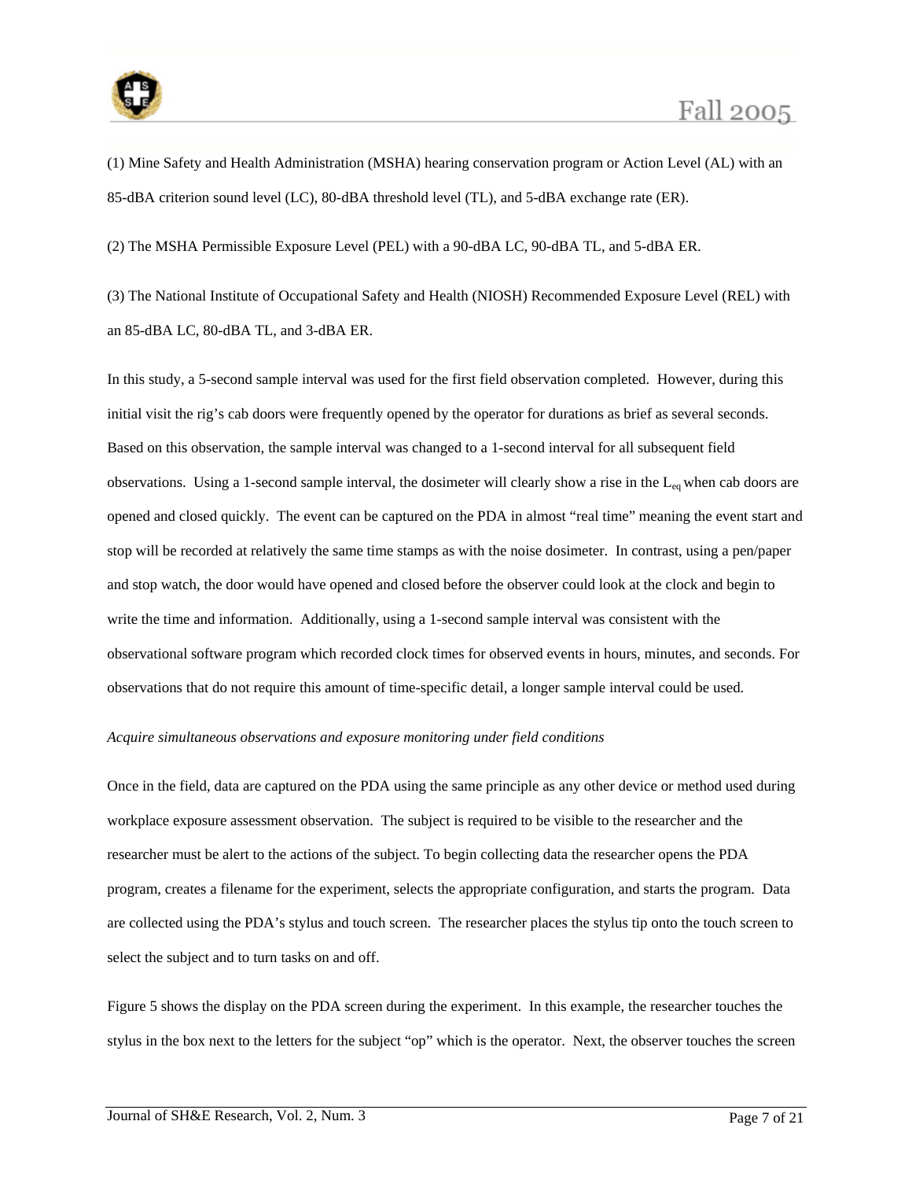(1) Mine Safety and Health Administration (MSHA) hearing conservation program or Action Level (AL) with an 85-dBA criterion sound level (LC), 80-dBA threshold level (TL), and 5-dBA exchange rate (ER).

(2) The MSHA Permissible Exposure Level (PEL) with a 90-dBA LC, 90-dBA TL, and 5-dBA ER.

(3) The National Institute of Occupational Safety and Health (NIOSH) Recommended Exposure Level (REL) with an 85-dBA LC, 80-dBA TL, and 3-dBA ER.

In this study, a 5-second sample interval was used for the first field observation completed. However, during this initial visit the rig's cab doors were frequently opened by the operator for durations as brief as several seconds. Based on this observation, the sample interval was changed to a 1-second interval for all subsequent field observations. Using a 1-second sample interval, the dosimeter will clearly show a rise in the $L_{eq}$ when cab doors are opened and closed quickly. The event can be captured on the PDA in almost "real time" meaning the event start and stop will be recorded at relatively the same time stamps as with the noise dosimeter. In contrast, using a pen/paper and stop watch, the door would have opened and closed before the observer could look at the clock and begin to write the time and information. Additionally, using a 1-second sample interval was consistent with the observational software program which recorded clock times for observed events in hours, minutes, and seconds. For observations that do not require this amount of time-specific detail, a longer sample interval could be used.

*Acquire simultaneous observations and exposure monitoring under field conditions*

Once in the field, data are captured on the PDA using the same principle as any other device or method used during workplace exposure assessment observation. The subject is required to be visible to the researcher and the researcher must be alert to the actions of the subject. To begin collecting data the researcher opens the PDA program, creates a filename for the experiment, selects the appropriate configuration, and starts the program. Data are collected using the PDA's stylus and touch screen. The researcher places the stylus tip onto the touch screen to select the subject and to turn tasks on and off.

Figure 5 shows the display on the PDA screen during the experiment. In this example, the researcher touches the stylus in the box next to the letters for the subject "op" which is the operator. Next, the observer touches the screen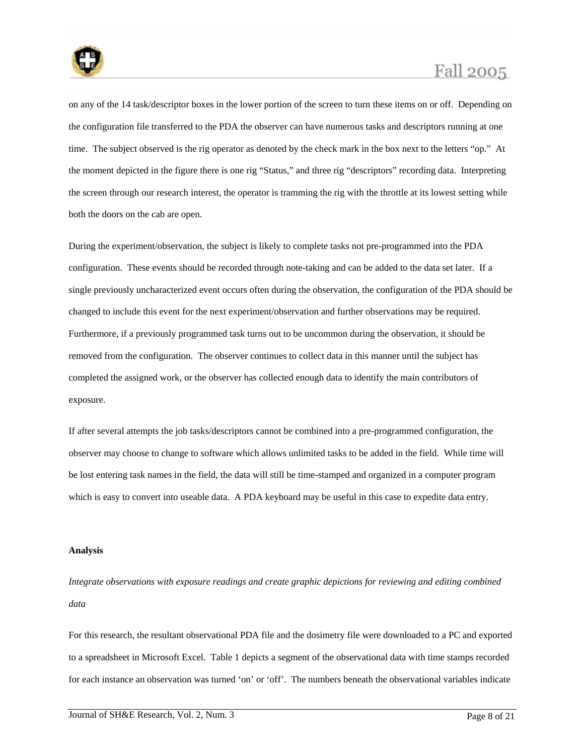on any of the 14 task/descriptor boxes in the lower portion of the screen to turn these items on or off. Depending on the configuration file transferred to the PDA the observer can have numerous tasks and descriptors running at one time. The subject observed is the rig operator as denoted by the check mark in the box next to the letters “op.” At the moment depicted in the figure there is one rig “Status,” and three rig “descriptors” recording data. Interpreting the screen through our research interest, the operator is tramming the rig with the throttle at its lowest setting while both the doors on the cab are open.

During the experiment/observation, the subject is likely to complete tasks not pre-programmed into the PDA configuration. These events should be recorded through note-taking and can be added to the data set later. If a single previously uncharacterized event occurs often during the observation, the configuration of the PDA should be changed to include this event for the next experiment/observation and further observations may be required. Furthermore, if a previously programmed task turns out to be uncommon during the observation, it should be removed from the configuration. The observer continues to collect data in this manner until the subject has completed the assigned work, or the observer has collected enough data to identify the main contributors of exposure.

If after several attempts the job tasks/descriptors cannot be combined into a pre-programmed configuration, the observer may choose to change to software which allows unlimited tasks to be added in the field. While time will be lost entering task names in the field, the data will still be time-stamped and organized in a computer program which is easy to convert into useable data. A PDA keyboard may be useful in this case to expedite data entry.

**Analysis**

*Integrate observations with exposure readings and create graphic depictions for reviewing and editing combined data*

For this research, the resultant observational PDA file and the dosimetry file were downloaded to a PC and exported to a spreadsheet in Microsoft Excel. Table 1 depicts a segment of the observational data with time stamps recorded for each instance an observation was turned ‘on’ or ‘off’. The numbers beneath the observational variables indicate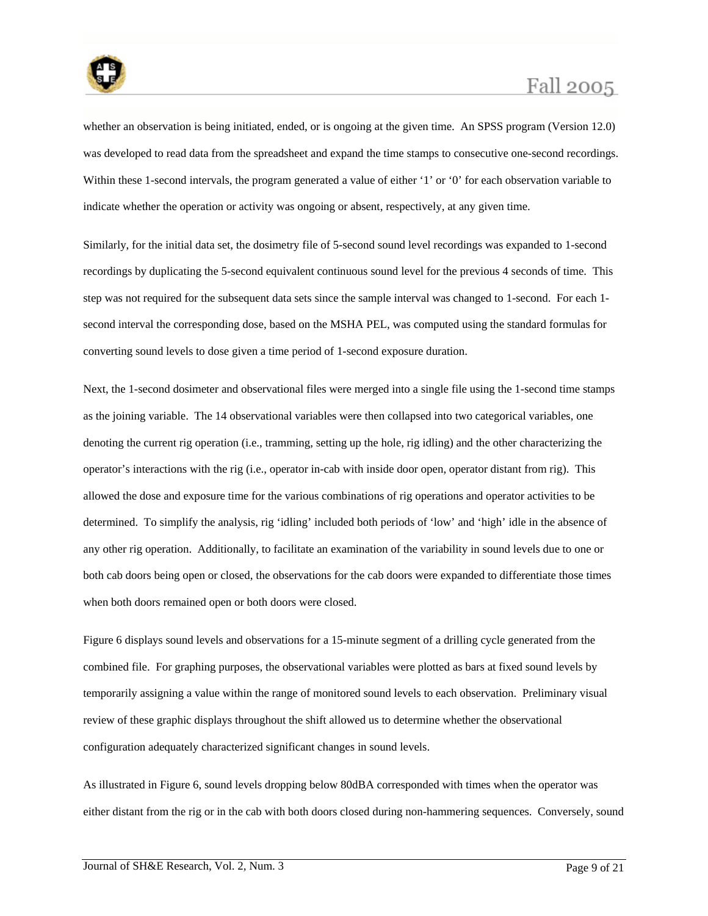whether an observation is being initiated, ended, or is ongoing at the given time. An SPSS program (Version 12.0) was developed to read data from the spreadsheet and expand the time stamps to consecutive one-second recordings. Within these 1-second intervals, the program generated a value of either '1' or '0' for each observation variable to indicate whether the operation or activity was ongoing or absent, respectively, at any given time.

Similarly, for the initial data set, the dosimetry file of 5-second sound level recordings was expanded to 1-second recordings by duplicating the 5-second equivalent continuous sound level for the previous 4 seconds of time. This step was not required for the subsequent data sets since the sample interval was changed to 1-second. For each 1-second interval the corresponding dose, based on the MSHA PEL, was computed using the standard formulas for converting sound levels to dose given a time period of 1-second exposure duration.

Next, the 1-second dosimeter and observational files were merged into a single file using the 1-second time stamps as the joining variable. The 14 observational variables were then collapsed into two categorical variables, one denoting the current rig operation (i.e., tramming, setting up the hole, rig idling) and the other characterizing the operator's interactions with the rig (i.e., operator in-cab with inside door open, operator distant from rig). This allowed the dose and exposure time for the various combinations of rig operations and operator activities to be determined. To simplify the analysis, rig 'idling' included both periods of 'low' and 'high' idle in the absence of any other rig operation. Additionally, to facilitate an examination of the variability in sound levels due to one or both cab doors being open or closed, the observations for the cab doors were expanded to differentiate those times when both doors remained open or both doors were closed.

Figure 6 displays sound levels and observations for a 15-minute segment of a drilling cycle generated from the combined file. For graphing purposes, the observational variables were plotted as bars at fixed sound levels by temporarily assigning a value within the range of monitored sound levels to each observation. Preliminary visual review of these graphic displays throughout the shift allowed us to determine whether the observational configuration adequately characterized significant changes in sound levels.

As illustrated in Figure 6, sound levels dropping below 80dBA corresponded with times when the operator was either distant from the rig or in the cab with both doors closed during non-hammering sequences. Conversely, sound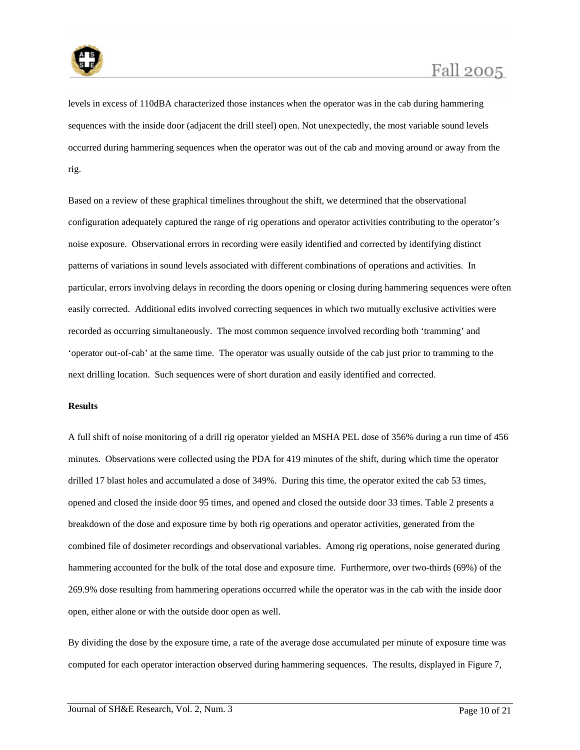levels in excess of 110dBA characterized those instances when the operator was in the cab during hammering sequences with the inside door (adjacent the drill steel) open. Not unexpectedly, the most variable sound levels occurred during hammering sequences when the operator was out of the cab and moving around or away from the rig.

Based on a review of these graphical timelines throughout the shift, we determined that the observational configuration adequately captured the range of rig operations and operator activities contributing to the operator's noise exposure. Observational errors in recording were easily identified and corrected by identifying distinct patterns of variations in sound levels associated with different combinations of operations and activities. In particular, errors involving delays in recording the doors opening or closing during hammering sequences were often easily corrected. Additional edits involved correcting sequences in which two mutually exclusive activities were recorded as occurring simultaneously. The most common sequence involved recording both 'tramming' and 'operator out-of-cab' at the same time. The operator was usually outside of the cab just prior to tramming to the next drilling location. Such sequences were of short duration and easily identified and corrected.

**Results**

A full shift of noise monitoring of a drill rig operator yielded an MSHA PEL dose of 356% during a run time of 456 minutes. Observations were collected using the PDA for 419 minutes of the shift, during which time the operator drilled 17 blast holes and accumulated a dose of 349%. During this time, the operator exited the cab 53 times, opened and closed the inside door 95 times, and opened and closed the outside door 33 times. Table 2 presents a breakdown of the dose and exposure time by both rig operations and operator activities, generated from the combined file of dosimeter recordings and observational variables. Among rig operations, noise generated during hammering accounted for the bulk of the total dose and exposure time. Furthermore, over two-thirds (69%) of the 269.9% dose resulting from hammering operations occurred while the operator was in the cab with the inside door open, either alone or with the outside door open as well.

By dividing the dose by the exposure time, a rate of the average dose accumulated per minute of exposure time was computed for each operator interaction observed during hammering sequences. The results, displayed in Figure 7,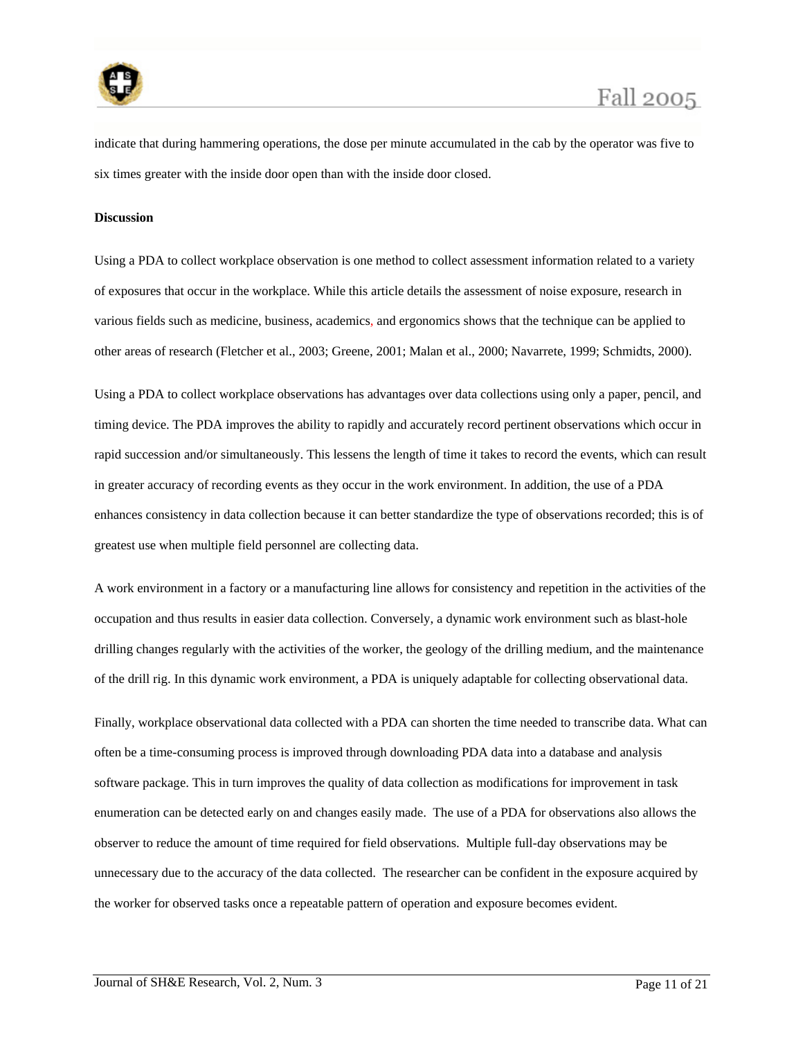indicate that during hammering operations, the dose per minute accumulated in the cab by the operator was five to six times greater with the inside door open than with the inside door closed.

**Discussion**

Using a PDA to collect workplace observation is one method to collect assessment information related to a variety of exposures that occur in the workplace. While this article details the assessment of noise exposure, research in various fields such as medicine, business, academics, and ergonomics shows that the technique can be applied to other areas of research (Fletcher et al., 2003; Greene, 2001; Malan et al., 2000; Navarrete, 1999; Schmidts, 2000).

Using a PDA to collect workplace observations has advantages over data collections using only a paper, pencil, and timing device. The PDA improves the ability to rapidly and accurately record pertinent observations which occur in rapid succession and/or simultaneously. This lessens the length of time it takes to record the events, which can result in greater accuracy of recording events as they occur in the work environment. In addition, the use of a PDA enhances consistency in data collection because it can better standardize the type of observations recorded; this is of greatest use when multiple field personnel are collecting data.

A work environment in a factory or a manufacturing line allows for consistency and repetition in the activities of the occupation and thus results in easier data collection. Conversely, a dynamic work environment such as blast-hole drilling changes regularly with the activities of the worker, the geology of the drilling medium, and the maintenance of the drill rig. In this dynamic work environment, a PDA is uniquely adaptable for collecting observational data.

Finally, workplace observational data collected with a PDA can shorten the time needed to transcribe data. What can often be a time-consuming process is improved through downloading PDA data into a database and analysis software package. This in turn improves the quality of data collection as modifications for improvement in task enumeration can be detected early on and changes easily made. The use of a PDA for observations also allows the observer to reduce the amount of time required for field observations. Multiple full-day observations may be unnecessary due to the accuracy of the data collected. The researcher can be confident in the exposure acquired by the worker for observed tasks once a repeatable pattern of operation and exposure becomes evident.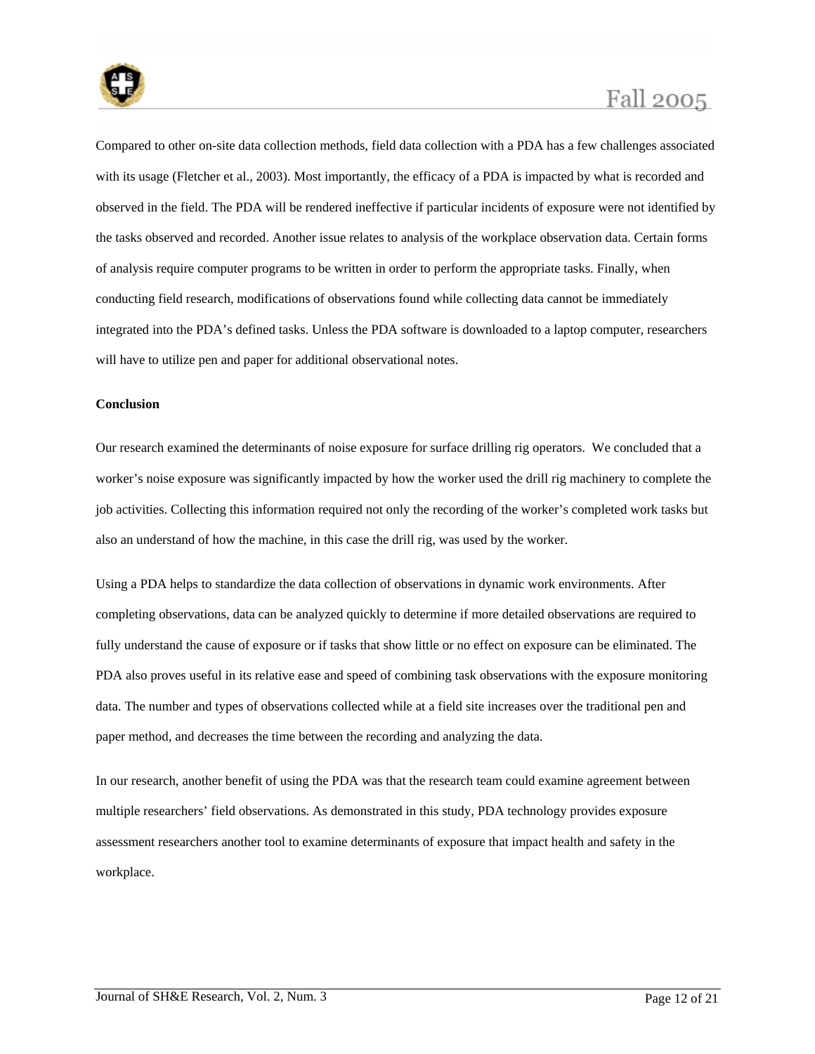Compared to other on-site data collection methods, field data collection with a PDA has a few challenges associated with its usage (Fletcher et al., 2003). Most importantly, the efficacy of a PDA is impacted by what is recorded and observed in the field. The PDA will be rendered ineffective if particular incidents of exposure were not identified by the tasks observed and recorded. Another issue relates to analysis of the workplace observation data. Certain forms of analysis require computer programs to be written in order to perform the appropriate tasks. Finally, when conducting field research, modifications of observations found while collecting data cannot be immediately integrated into the PDA's defined tasks. Unless the PDA software is downloaded to a laptop computer, researchers will have to utilize pen and paper for additional observational notes.

**Conclusion**

Our research examined the determinants of noise exposure for surface drilling rig operators. We concluded that a worker's noise exposure was significantly impacted by how the worker used the drill rig machinery to complete the job activities. Collecting this information required not only the recording of the worker's completed work tasks but also an understand of how the machine, in this case the drill rig, was used by the worker.

Using a PDA helps to standardize the data collection of observations in dynamic work environments. After completing observations, data can be analyzed quickly to determine if more detailed observations are required to fully understand the cause of exposure or if tasks that show little or no effect on exposure can be eliminated. The PDA also proves useful in its relative ease and speed of combining task observations with the exposure monitoring data. The number and types of observations collected while at a field site increases over the traditional pen and paper method, and decreases the time between the recording and analyzing the data.

In our research, another benefit of using the PDA was that the research team could examine agreement between multiple researchers' field observations. As demonstrated in this study, PDA technology provides exposure assessment researchers another tool to examine determinants of exposure that impact health and safety in the workplace.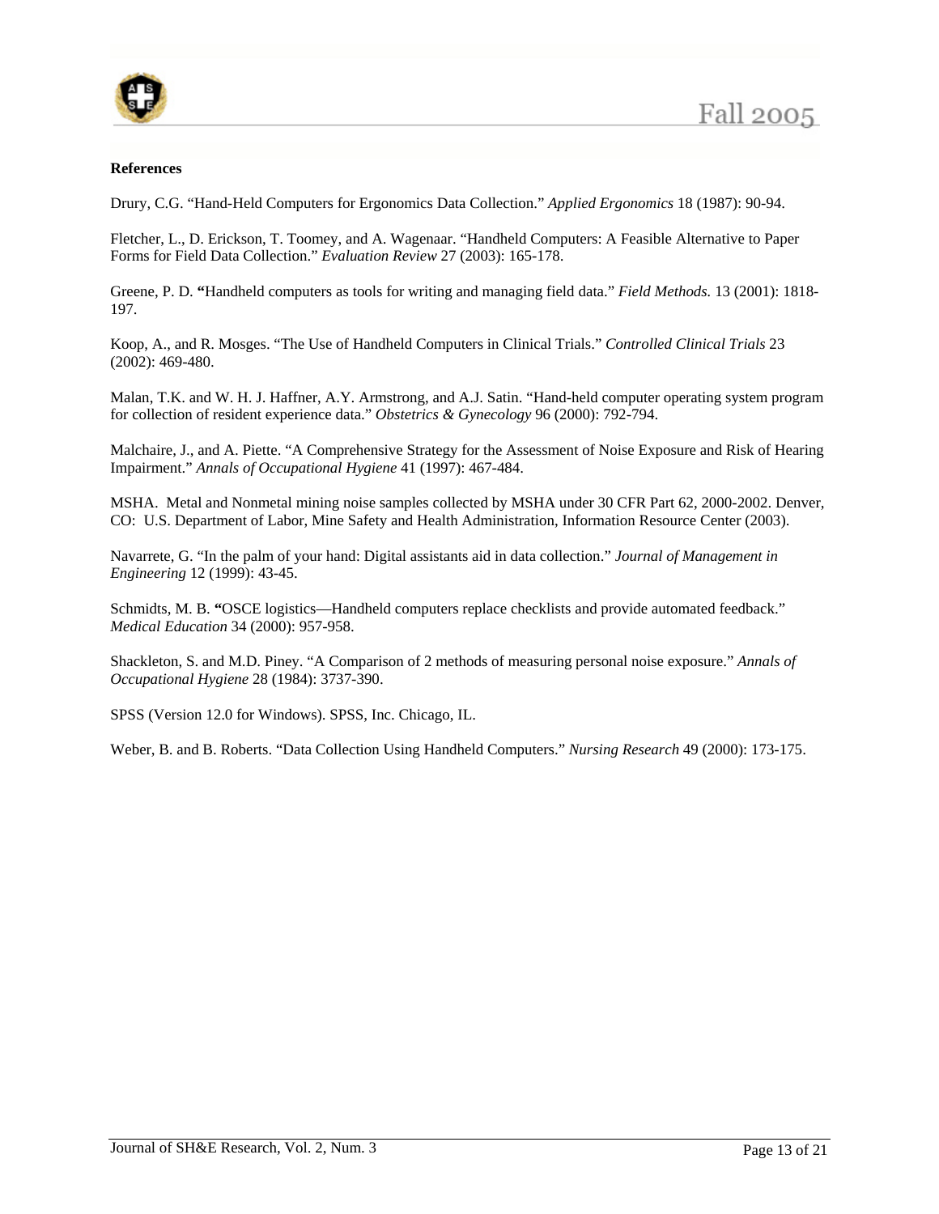**References**

Drury, C.G. “Hand-Held Computers for Ergonomics Data Collection.” *Applied Ergonomics* 18 (1987): 90-94.

Fletcher, L., D. Erickson, T. Toomey, and A. Wagenaar. “Handheld Computers: A Feasible Alternative to Paper Forms for Field Data Collection.” *Evaluation Review* 27 (2003): 165-178.

Greene, P. D. **“**Handheld computers as tools for writing and managing field data.” *Field Methods.* 13 (2001): 1818-197.

Koop, A., and R. Mosges. “The Use of Handheld Computers in Clinical Trials.” *Controlled Clinical Trials* 23 (2002): 469-480.

Malan, T.K. and W. H. J. Haffner, A.Y. Armstrong, and A.J. Satin. “Hand-held computer operating system program for collection of resident experience data.” *Obstetrics & Gynecology* 96 (2000): 792-794.

Malchaire, J., and A. Piette. “A Comprehensive Strategy for the Assessment of Noise Exposure and Risk of Hearing Impairment.” *Annals of Occupational Hygiene* 41 (1997): 467-484.

MSHA. Metal and Nonmetal mining noise samples collected by MSHA under 30 CFR Part 62, 2000-2002. Denver, CO: U.S. Department of Labor, Mine Safety and Health Administration, Information Resource Center (2003).

Navarrete, G. “In the palm of your hand: Digital assistants aid in data collection.” *Journal of Management in Engineering* 12 (1999): 43-45.

Schmidts, M. B. **“**OSCE logistics—Handheld computers replace checklists and provide automated feedback.” *Medical Education* 34 (2000): 957-958.

Shackleton, S. and M.D. Piney. “A Comparison of 2 methods of measuring personal noise exposure.” *Annals of Occupational Hygiene* 28 (1984): 3737-390.

SPSS (Version 12.0 for Windows). SPSS, Inc. Chicago, IL.

Weber, B. and B. Roberts. “Data Collection Using Handheld Computers.” *Nursing Research* 49 (2000): 173-175.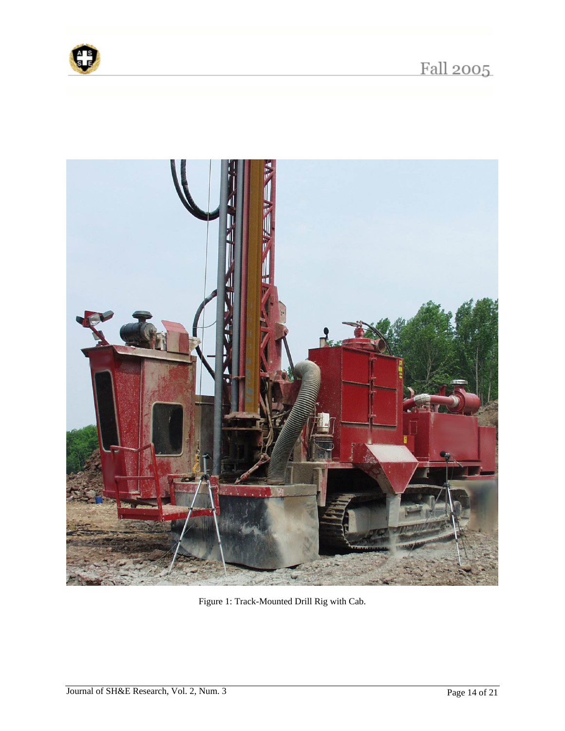Figure 1: Track-Mounted Drill Rig with Cab.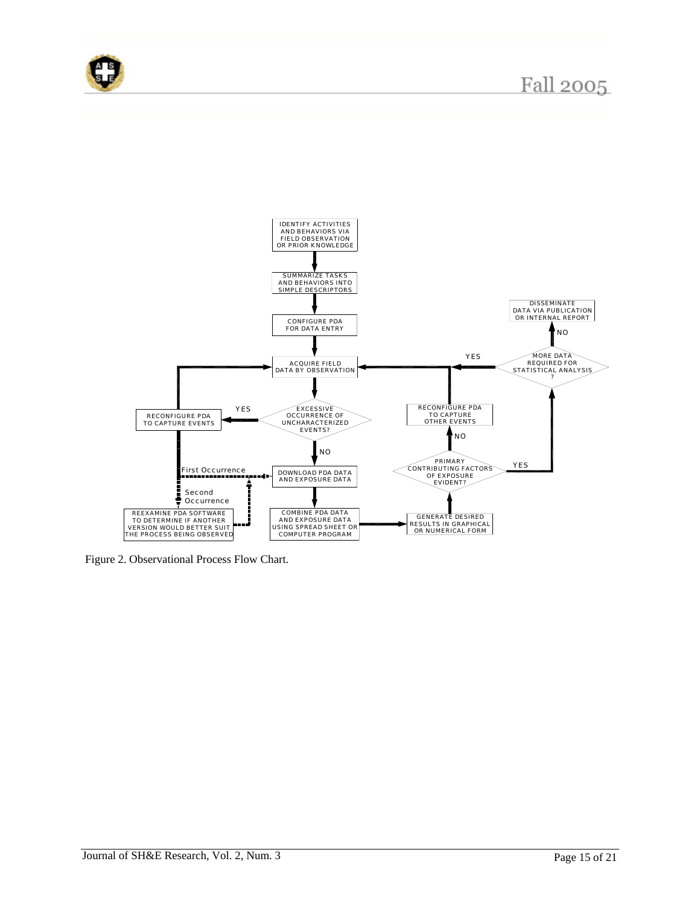Figure 2. Observational Process Flow Chart.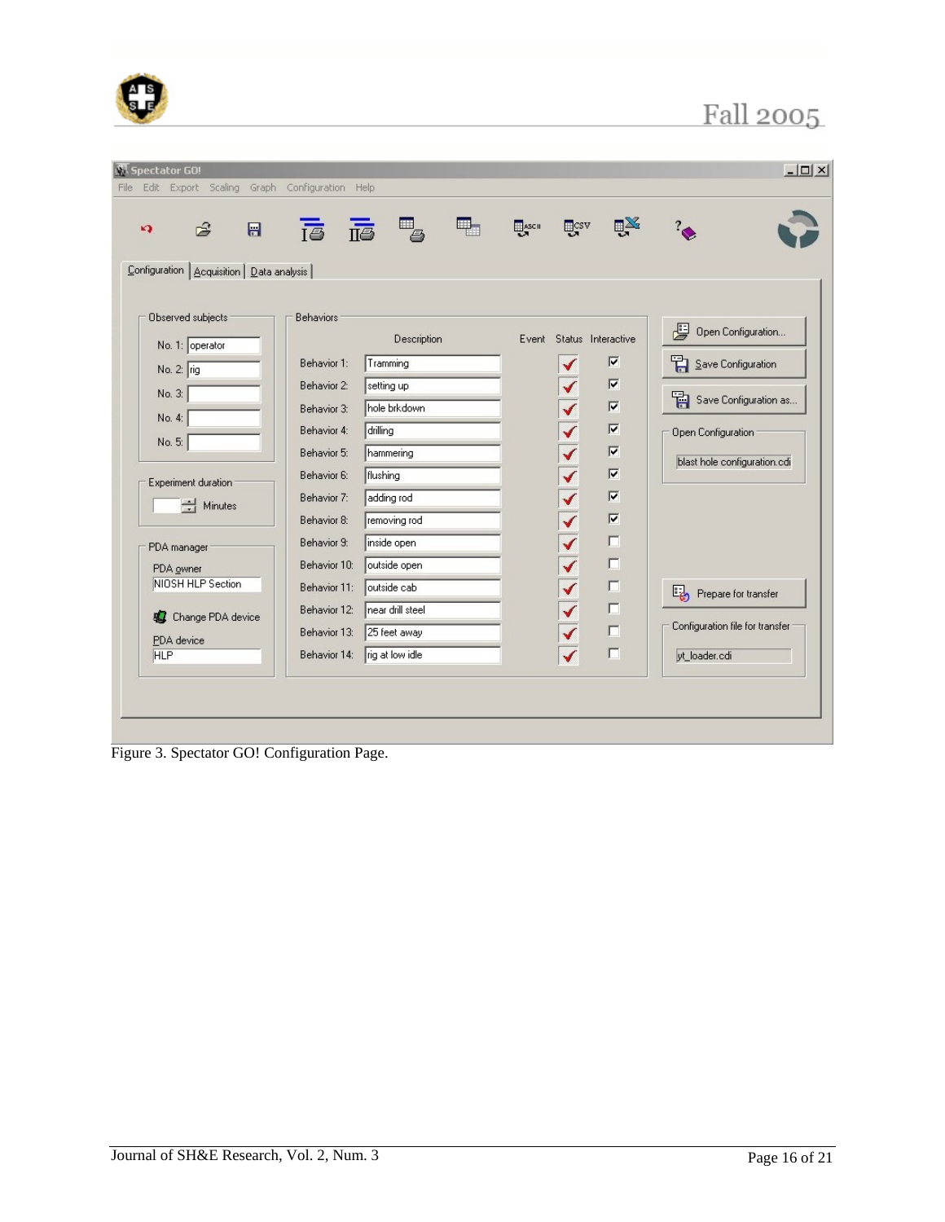Figure 3. Spectator GO! Configuration Page.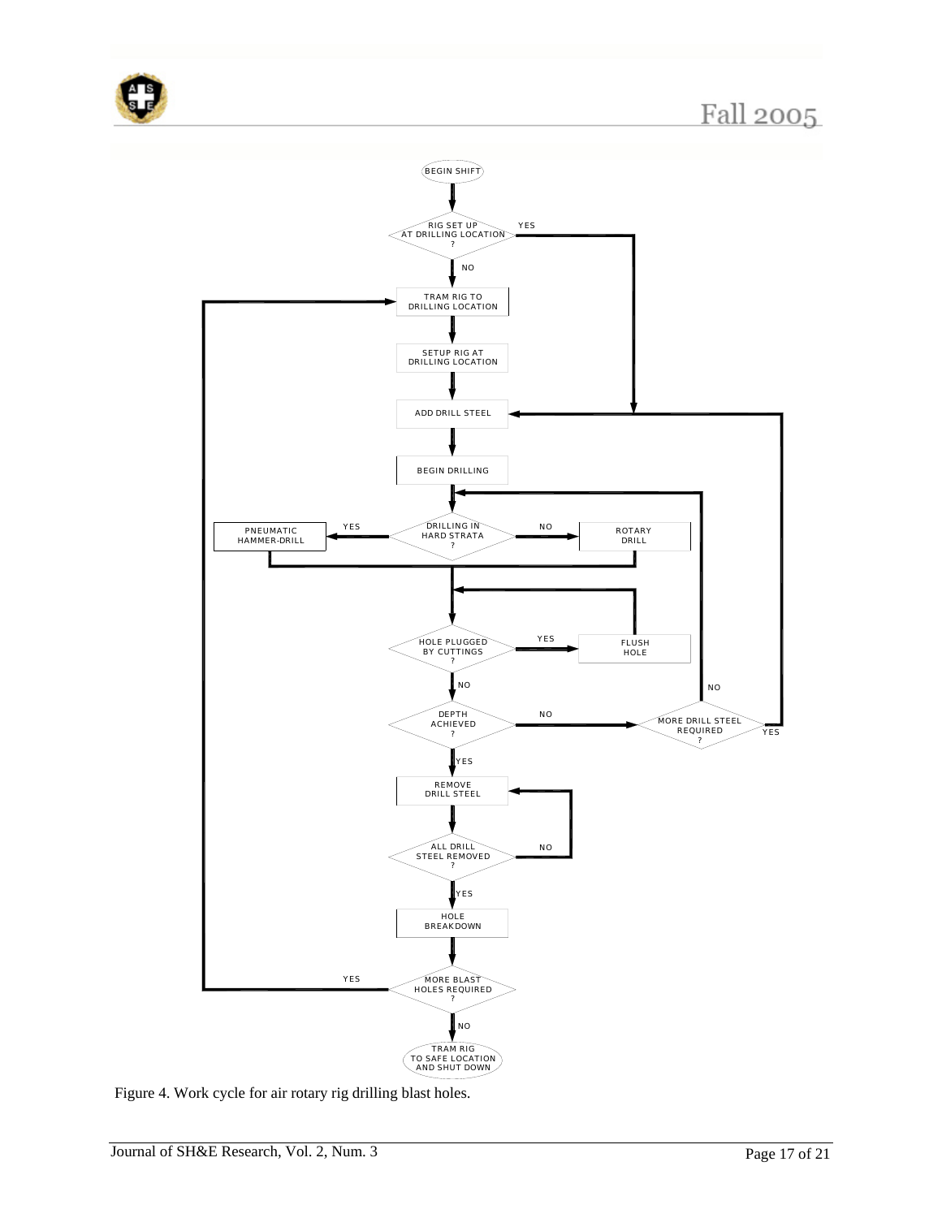BEGIN SHIFT

RIG SET UP AT DRILLING LOCATION ?

- YES → ADD DRILL STEEL
- NO → TRAM RIG TO DRILLING LOCATION

TRAM RIG TO DRILLING LOCATION

SETUP RIG AT DRILLING LOCATION

ADD DRILL STEEL

BEGIN DRILLING

DRILLING IN HARD STRATA ?

- YES → PNEUMATIC HAMMER-DRILL
- NO → ROTARY DRILL

HOLE PLUGGED BY CUTTINGS ?

- YES → FLUSH HOLE
- NO → DEPTH ACHIEVED ?

DEPTH ACHIEVED ?

- NO → MORE DRILL STEEL REQUIRED ?
  - YES → ADD DRILL STEEL
  - NO → DRILLING IN HARD STRATA ?
- YES → REMOVE DRILL STEEL

REMOVE DRILL STEEL

ALL DRILL STEEL REMOVED ?

- NO → REMOVE DRILL STEEL
- YES → HOLE BREAKDOWN

HOLE BREAKDOWN

MORE BLAST HOLES REQUIRED ?

- YES → TRAM RIG TO DRILLING LOCATION
- NO → TRAM RIG TO SAFE LOCATION AND SHUT DOWN

Figure 4. Work cycle for air rotary rig drilling blast holes.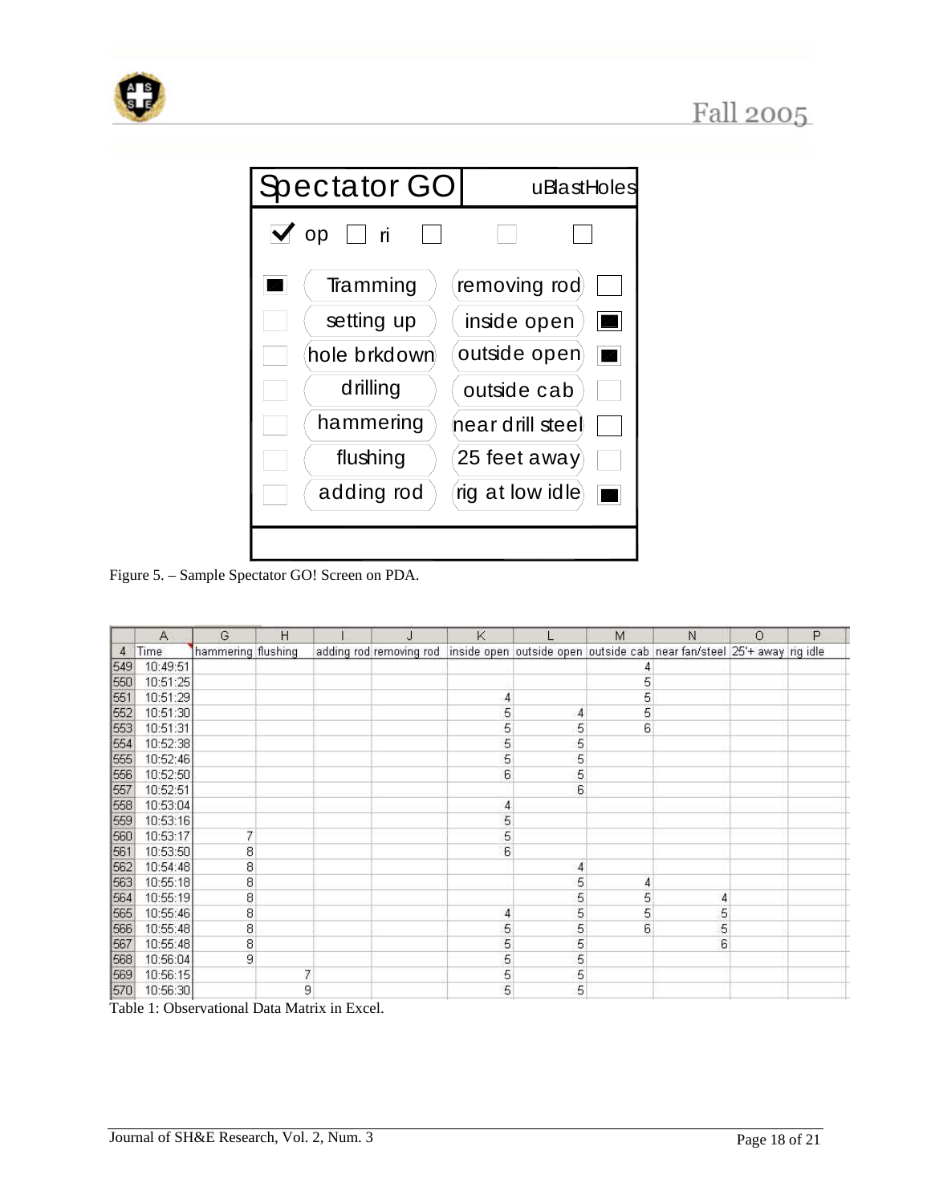| Spectator GO | uBlastHoles |
|---|---|
| ✔ op ☐ ri ☐ ☐ ☐ | |
| ■ Tramming | removing rod ☐ |
| ☐ setting up | inside open ■ |
| ☐ hole brkdown | outside open ■ |
| ☐ drilling | outside cab ☐ |
| ☐ hammering | near drill steel ☐ |
| ☐ flushing | 25 feet away ☐ |
| ☐ adding rod | rig at low idle ■ |

Figure 5. – Sample Spectator GO! Screen on PDA.

| | A | G | H | I | J | K | L | M | N | O | P |
|---|---|---|---|---|---|---|---|---|---|---|---|
| 4 | Time | hammering | flushing | adding rod | removing rod | inside open | outside open | outside cab | near fan/steel | 25'+ away | rig idle |
| 549 | 10:49:51 | | | | | | | 4 | | | |
| 550 | 10:51:25 | | | | | | | 5 | | | |
| 551 | 10:51:29 | | | | | 4 | | 5 | | | |
| 552 | 10:51:30 | | | | | 5 | 4 | 5 | | | |
| 553 | 10:51:31 | | | | | 5 | 5 | 6 | | | |
| 554 | 10:52:38 | | | | | 5 | 5 | | | | |
| 555 | 10:52:46 | | | | | 5 | 5 | | | | |
| 556 | 10:52:50 | | | | | 6 | 5 | | | | |
| 557 | 10:52:51 | | | | | | 6 | | | | |
| 558 | 10:53:04 | | | | | 4 | | | | | |
| 559 | 10:53:16 | | | | | 5 | | | | | |
| 560 | 10:53:17 | 7 | | | | 5 | | | | | |
| 561 | 10:53:50 | 8 | | | | 6 | | | | | |
| 562 | 10:54:48 | 8 | | | | | 4 | | | | |
| 563 | 10:55:18 | 8 | | | | | 5 | 4 | | | |
| 564 | 10:55:19 | 8 | | | | | 5 | 5 | 4 | | |
| 565 | 10:55:46 | 8 | | | | 4 | 5 | 5 | 5 | | |
| 566 | 10:55:48 | 8 | | | | 5 | 5 | 6 | 5 | | |
| 567 | 10:55:48 | 8 | | | | 5 | 5 | | 6 | | |
| 568 | 10:56:04 | 9 | | | | 5 | 5 | | | | |
| 569 | 10:56:15 | | 7 | | | 5 | 5 | | | | |
| 570 | 10:56:30 | | 9 | | | 5 | 5 | | | | |

Table 1: Observational Data Matrix in Excel.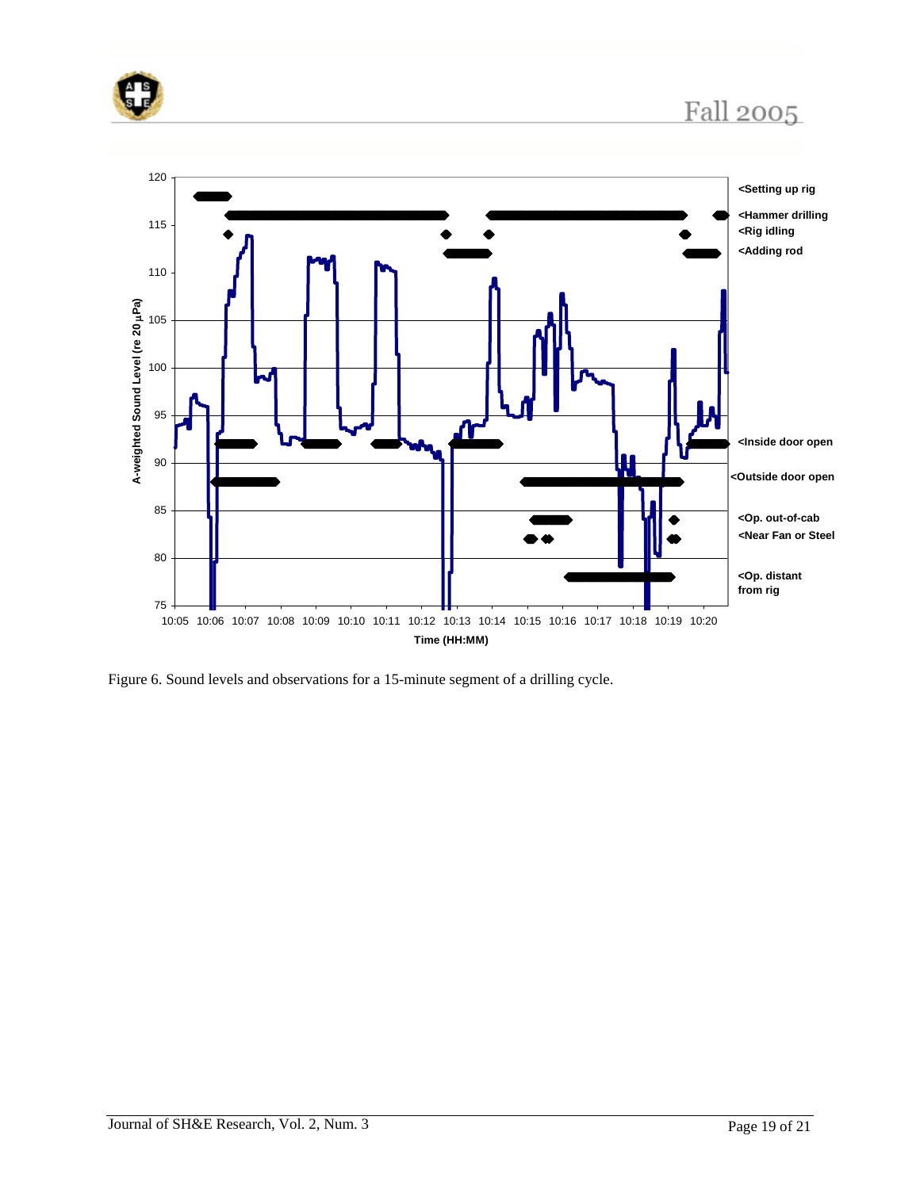Figure 6. Sound levels and observations for a 15-minute segment of a drilling cycle.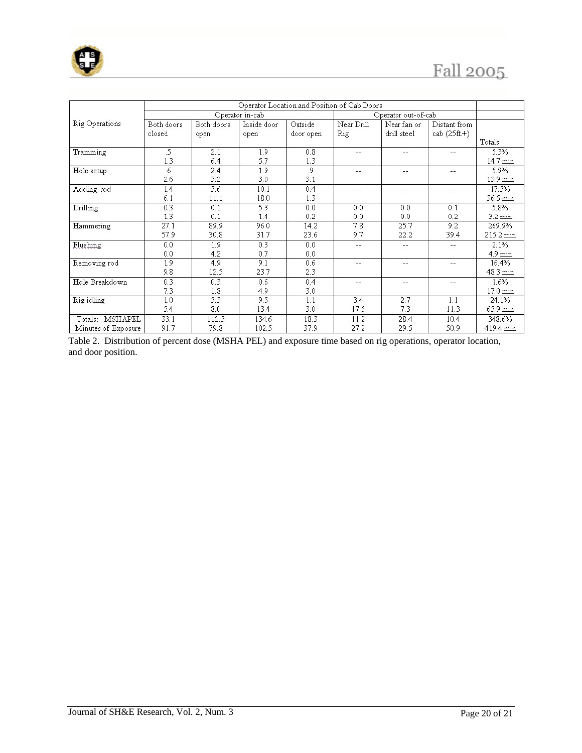| Rig Operations | Operator Location and Position of Cab Doors | | | | | | | Totals |
|---|---|---|---|---|---|---|---|---|
| | Operator in-cab | | | | Operator out-of-cab | | | |
| | Both doors closed | Both doors open | Inside door open | Outside door open | Near Drill Rig | Near fan or drill steel | Distant from cab (25ft+) | |
| Tramming | .5<br>1.3 | 2.1<br>6.4 | 1.9<br>5.7 | 0.8<br>1.3 | -- | -- | -- | 5.3%<br>14.7 min |
| Hole setup | .6<br>2.6 | 2.4<br>5.2 | 1.9<br>3.0 | .9<br>3.1 | -- | -- | -- | 5.9%<br>13.9 min |
| Adding rod | 1.4<br>6.1 | 5.6<br>11.1 | 10.1<br>18.0 | 0.4<br>1.3 | -- | -- | -- | 17.5%<br>36.5 min |
| Drilling | 0.3<br>1.3 | 0.1<br>0.1 | 5.3<br>1.4 | 0.0<br>0.2 | 0.0<br>0.0 | 0.0<br>0.0 | 0.1<br>0.2 | 5.8%<br>3.2 min |
| Hammering | 27.1<br>57.9 | 89.9<br>30.8 | 96.0<br>31.7 | 14.2<br>23.6 | 7.8<br>9.7 | 25.7<br>22.2 | 9.2<br>39.4 | 269.9%<br>215.2 min |
| Flushing | 0.0<br>0.0 | 1.9<br>4.2 | 0.3<br>0.7 | 0.0<br>0.0 | -- | -- | -- | 2.1%<br>4.9 min |
| Removing rod | 1.9<br>9.8 | 4.9<br>12.5 | 9.1<br>23.7 | 0.6<br>2.3 | -- | -- | -- | 16.4%<br>48.3 min |
| Hole Breakdown | 0.3<br>7.3 | 0.3<br>1.8 | 0.6<br>4.9 | 0.4<br>3.0 | -- | -- | -- | 1.6%<br>17.0 min |
| Rig idling | 1.0<br>5.4 | 5.3<br>8.0 | 9.5<br>13.4 | 1.1<br>3.0 | 3.4<br>17.5 | 2.7<br>7.3 | 1.1<br>11.3 | 24.1%<br>65.9 min |
| Totals: MSHAPEL<br>Minutes of Exposure | 33.1<br>91.7 | 112.5<br>79.8 | 134.6<br>102.5 | 18.3<br>37.9 | 11.2<br>27.2 | 28.4<br>29.5 | 10.4<br>50.9 | 348.6%<br>419.4 min |

Table 2. Distribution of percent dose (MSHA PEL) and exposure time based on rig operations, operator location, and door position.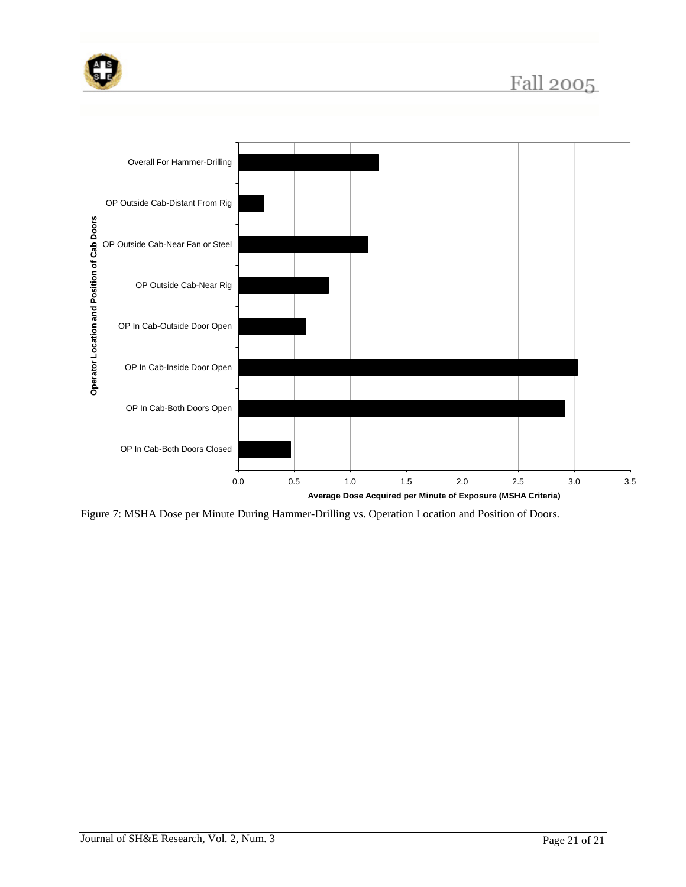Operator Location and Position of Cab Doors

Overall For Hammer-Drilling

OP Outside Cab-Distant From Rig

OP Outside Cab-Near Fan or Steel

OP Outside Cab-Near Rig

OP In Cab-Outside Door Open

OP In Cab-Inside Door Open

OP In Cab-Both Doors Open

OP In Cab-Both Doors Closed

0.0 0.5 1.0 1.5 2.0 2.5 3.0 3.5

Average Dose Acquired per Minute of Exposure (MSHA Criteria)

Figure 7: MSHA Dose per Minute During Hammer-Drilling vs. Operation Location and Position of Doors.